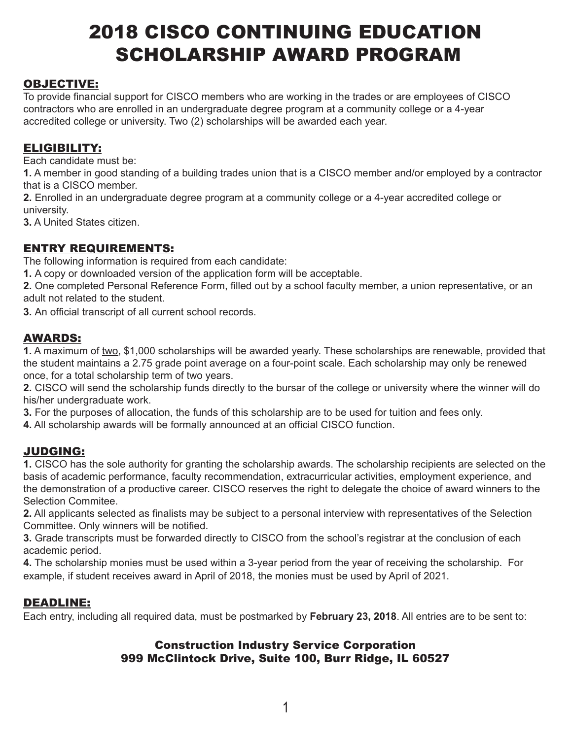# 2018 CISCO CONTINUING EDUCATION SCHOLARSHIP AWARD PROGRAM

## OBJECTIVE:

To provide financial support for CISCO members who are working in the trades or are employees of CISCO contractors who are enrolled in an undergraduate degree program at a community college or a 4-year accredited college or university. Two (2) scholarships will be awarded each year.

## ELIGIBILITY:

Each candidate must be:

**1.** A member in good standing of a building trades union that is a CISCO member and/or employed by a contractor that is a CISCO member.

**2.** Enrolled in an undergraduate degree program at a community college or a 4-year accredited college or university.

**3.** A United States citizen.

## ENTRY REQUIREMENTS:

The following information is required from each candidate:

**1.** A copy or downloaded version of the application form will be acceptable.

**2.** One completed Personal Reference Form, filled out by a school faculty member, a union representative, or an adult not related to the student.

**3.** An official transcript of all current school records.

## AWARDS:

**1.** A maximum of <u>two</u>, $1,000 scholarships will be awarded yearly. These scholarships are renewable, provided that the student maintains a 2.75 grade point average on a four-point scale. Each scholarship may only be renewed once, for a total scholarship term of two years.

**2.** CISCO will send the scholarship funds directly to the bursar of the college or university where the winner will do his/her undergraduate work.

**3.** For the purposes of allocation, the funds of this scholarship are to be used for tuition and fees only.

**4.** All scholarship awards will be formally announced at an official CISCO function.

## JUDGING:

**1.** CISCO has the sole authority for granting the scholarship awards. The scholarship recipients are selected on the basis of academic performance, faculty recommendation, extracurricular activities, employment experience, and the demonstration of a productive career. CISCO reserves the right to delegate the choice of award winners to the Selection Commitee.

**2.** All applicants selected as finalists may be subject to a personal interview with representatives of the Selection Committee. Only winners will be notified.

**3.** Grade transcripts must be forwarded directly to CISCO from the school's registrar at the conclusion of each academic period.

**4.** The scholarship monies must be used within a 3-year period from the year of receiving the scholarship. For example, if student receives award in April of 2018, the monies must be used by April of 2021.

## DEADLINE:

Each entry, including all required data, must be postmarked by **February 23, 2018**. All entries are to be sent to:

**Construction Industry Service Corporation**
**999 McClintock Drive, Suite 100, Burr Ridge, IL 60527**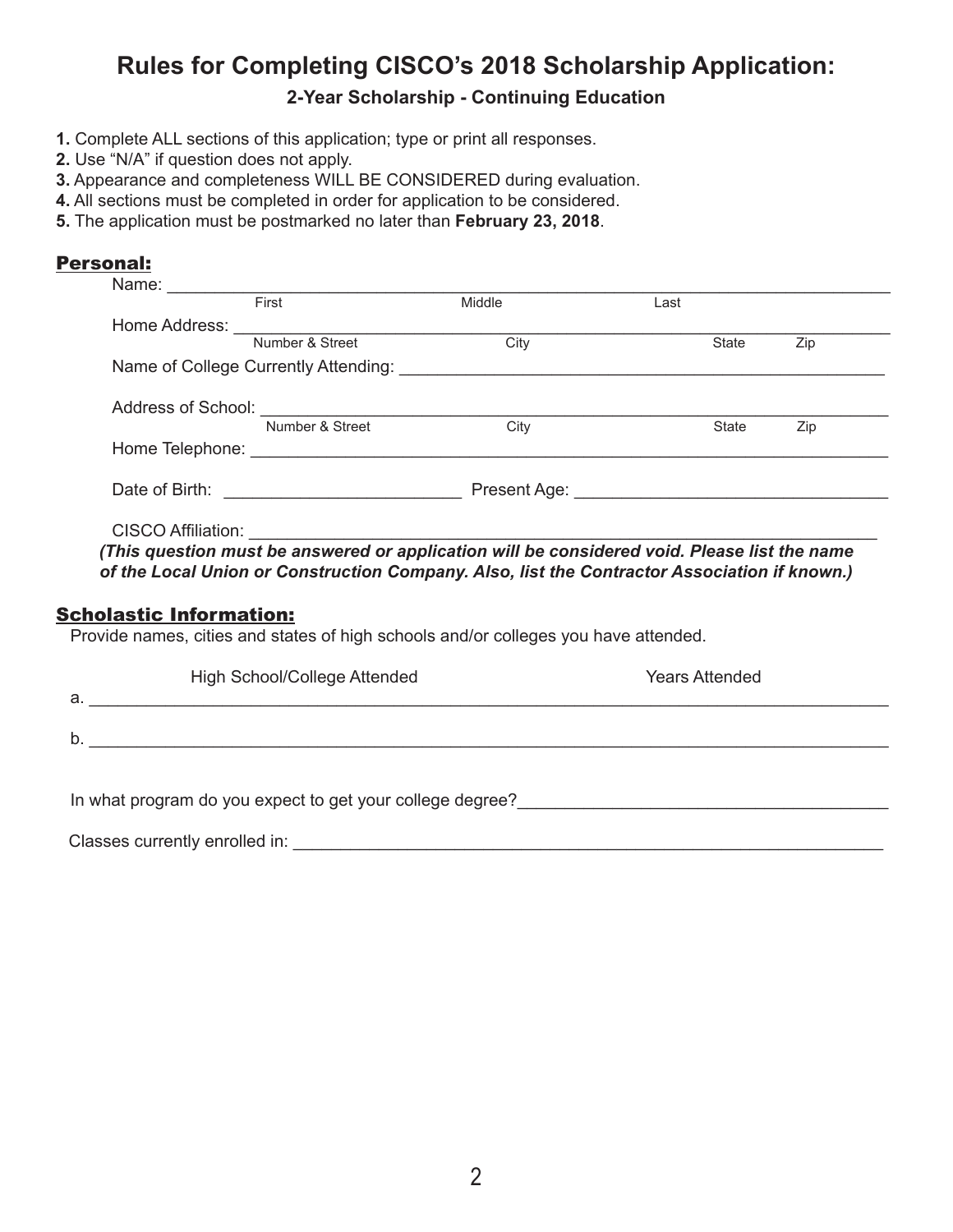# Rules for Completing CISCO's 2018 Scholarship Application:

## 2-Year Scholarship - Continuing Education

**1.** Complete ALL sections of this application; type or print all responses.
**2.** Use "N/A" if question does not apply.
**3.** Appearance and completeness WILL BE CONSIDERED during evaluation.
**4.** All sections must be completed in order for application to be considered.
**5.** The application must be postmarked no later than **February 23, 2018**.

### Personal:

Name: ____________________________________________
First Middle Last

Home Address: ____________________________________________
Number & Street City State Zip

Name of College Currently Attending: ____________________________________________

Address of School: ____________________________________________
Number & Street City State Zip

Home Telephone: ____________________________________________

Date of Birth: ________________________ Present Age: ____________________________

CISCO Affiliation: ____________________________________________

***(This question must be answered or application will be considered void. Please list the name of the Local Union or Construction Company. Also, list the Contractor Association if known.)***

### Scholastic Information:

Provide names, cities and states of high schools and/or colleges you have attended.

High School/College Attended Years Attended

a. ____________________________________________

b. ____________________________________________

In what program do you expect to get your college degree?____________________________

Classes currently enrolled in: ____________________________________________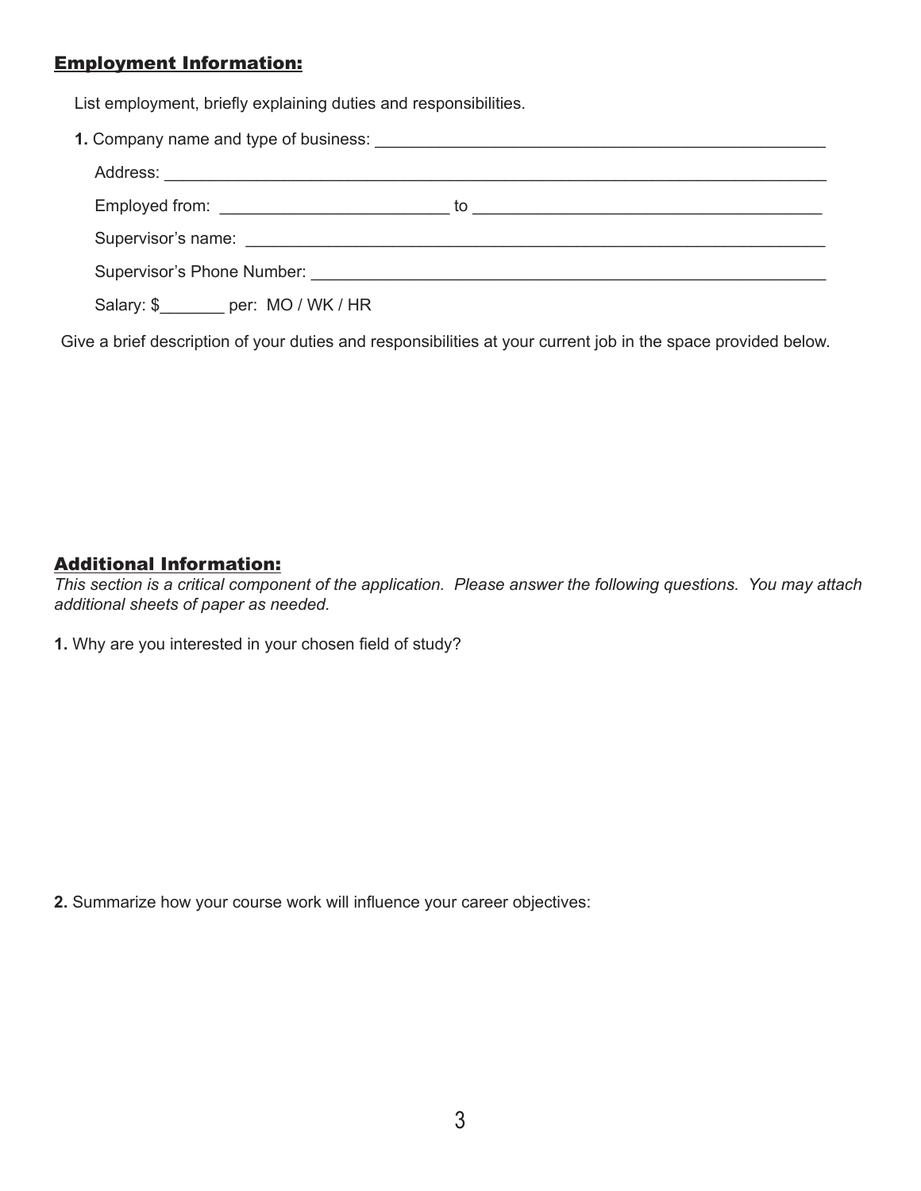## Employment Information:

List employment, briefly explaining duties and responsibilities.

**1.** Company name and type of business: ___________________________________________________

Address: ___________________________________________________________________________

Employed from: ________________________ to ____________________________________

Supervisor's name: ___________________________________________________________________

Supervisor's Phone Number: ____________________________________________________________

Salary: $_______ per: MO / WK / HR

Give a brief description of your duties and responsibilities at your current job in the space provided below.

## Additional Information:

*This section is a critical component of the application. Please answer the following questions. You may attach additional sheets of paper as needed.*

**1.** Why are you interested in your chosen field of study?

**2.** Summarize how your course work will influence your career objectives: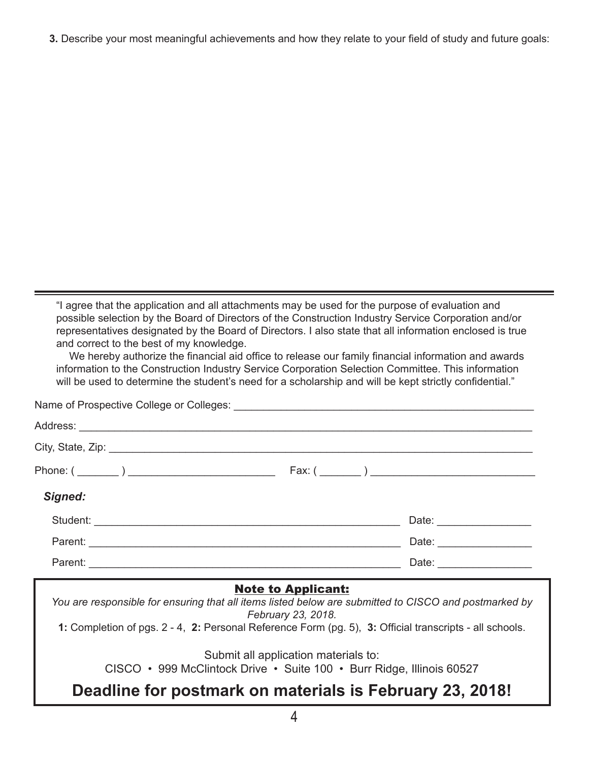**3.** Describe your most meaningful achievements and how they relate to your field of study and future goals:

---

"I agree that the application and all attachments may be used for the purpose of evaluation and possible selection by the Board of Directors of the Construction Industry Service Corporation and/or representatives designated by the Board of Directors. I also state that all information enclosed is true and correct to the best of my knowledge.

We hereby authorize the financial aid office to release our family financial information and awards information to the Construction Industry Service Corporation Selection Committee. This information will be used to determine the student's need for a scholarship and will be kept strictly confidential."

Name of Prospective College or Colleges: ______________________________________________________

Address: ________________________________________________________________________________

City, State, Zip: __________________________________________________________________________

Phone: ( _______ ) ________________________ Fax: ( _______ ) ___________________________

***Signed:***

Student: ____________________________________________________ Date: _______________

Parent: _____________________________________________________ Date: _______________

Parent: _____________________________________________________ Date: _______________

**Note to Applicant:**

*You are responsible for ensuring that all items listed below are submitted to CISCO and postmarked by February 23, 2018.*

**1:** Completion of pgs. 2 - 4, **2:** Personal Reference Form (pg. 5), **3:** Official transcripts - all schools.

Submit all application materials to:
CISCO • 999 McClintock Drive • Suite 100 • Burr Ridge, Illinois 60527

**Deadline for postmark on materials is February 23, 2018!**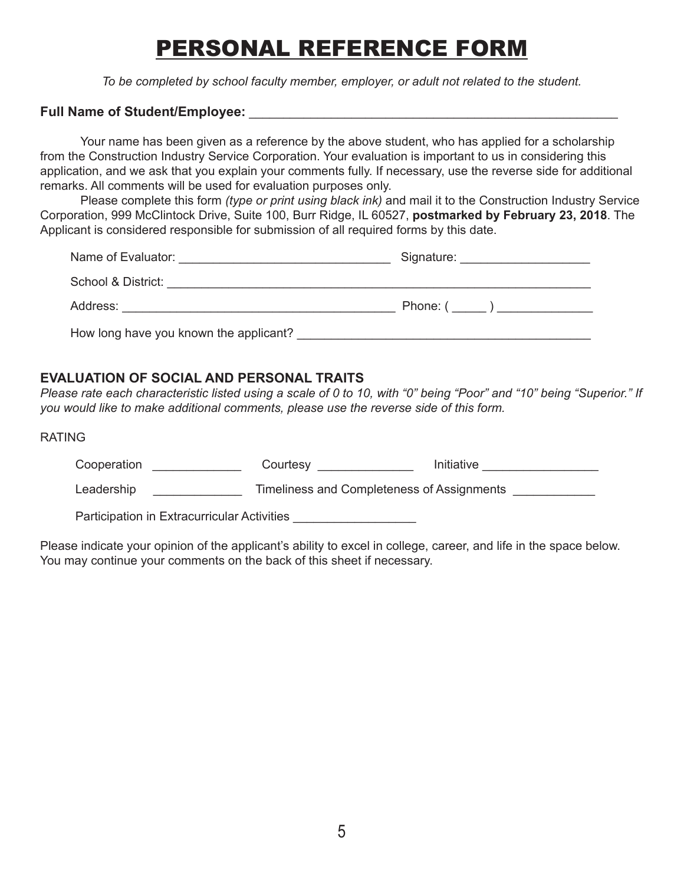# PERSONAL REFERENCE FORM

*To be completed by school faculty member, employer, or adult not related to the student.*

**Full Name of Student/Employee:** ____________________________________________________

Your name has been given as a reference by the above student, who has applied for a scholarship from the Construction Industry Service Corporation. Your evaluation is important to us in considering this application, and we ask that you explain your comments fully. If necessary, use the reverse side for additional remarks. All comments will be used for evaluation purposes only.

Please complete this form *(type or print using black ink)* and mail it to the Construction Industry Service Corporation, 999 McClintock Drive, Suite 100, Burr Ridge, IL 60527, **postmarked by February 23, 2018**. The Applicant is considered responsible for submission of all required forms by this date.

Name of Evaluator: ______________________________ Signature: __________________

School & District: ____________________________________________________________

Address: ________________________________________ Phone: ( _____ ) _____________

How long have you known the applicant? __________________________________________

## EVALUATION OF SOCIAL AND PERSONAL TRAITS

*Please rate each characteristic listed using a scale of 0 to 10, with "0" being "Poor" and "10" being "Superior." If you would like to make additional comments, please use the reverse side of this form.*

RATING

Cooperation ____________ Courtesy _____________ Initiative ________________

Leadership ____________ Timeliness and Completeness of Assignments ___________

Participation in Extracurricular Activities _________________

Please indicate your opinion of the applicant's ability to excel in college, career, and life in the space below. You may continue your comments on the back of this sheet if necessary.